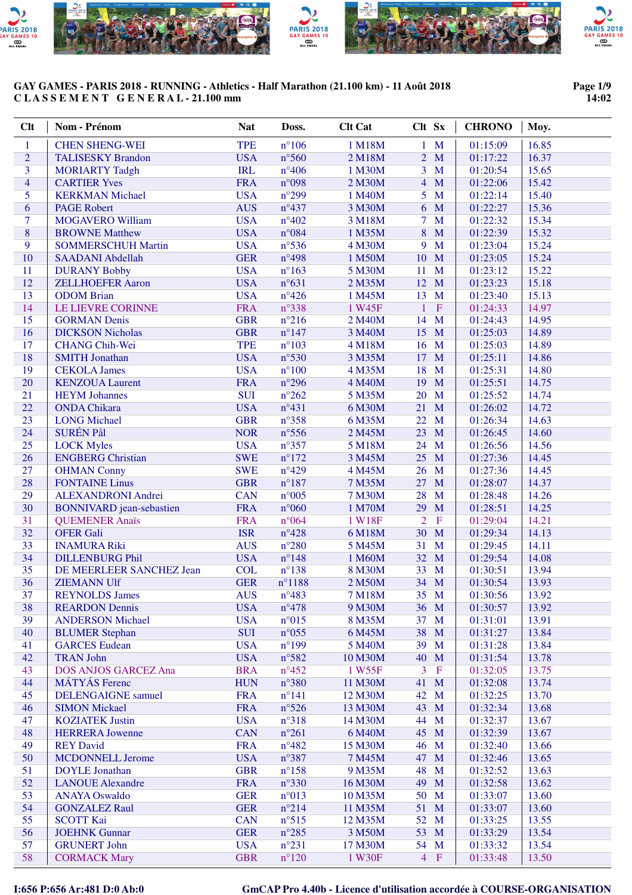# GAY GAMES - PARIS 2018 - RUNNING - Athletics - Half Marathon (21.100 km) - 11 Août 2018

**C L A S S E M E N T   G E N E R A L - 21.100 mm**

14:02

| Clt | Nom - Prénom | Nat | Doss. | Clt Cat | Clt | Sx | CHRONO | Moy. |
|---|---|---|---|---|---|---|---|---|
| 1 | CHEN SHENG-WEI | TPE | n°106 | 1 M18M | 1 | M | 01:15:09 | 16.85 |
| 2 | TALISESKY Brandon | USA | n°560 | 2 M18M | 2 | M | 01:17:22 | 16.37 |
| 3 | MORIARTY Tadgh | IRL | n°406 | 1 M30M | 3 | M | 01:20:54 | 15.65 |
| 4 | CARTIER Yves | FRA | n°098 | 2 M30M | 4 | M | 01:22:06 | 15.42 |
| 5 | KERKMAN Michael | USA | n°299 | 1 M40M | 5 | M | 01:22:14 | 15.40 |
| 6 | PAGE Robert | AUS | n°437 | 3 M30M | 6 | M | 01:22:27 | 15.36 |
| 7 | MOGAVERO William | USA | n°402 | 3 M18M | 7 | M | 01:22:32 | 15.34 |
| 8 | BROWNE Matthew | USA | n°084 | 1 M35M | 8 | M | 01:22:39 | 15.32 |
| 9 | SOMMERSCHUH Martin | USA | n°536 | 4 M30M | 9 | M | 01:23:04 | 15.24 |
| 10 | SAADANI Abdellah | GER | n°498 | 1 M50M | 10 | M | 01:23:05 | 15.24 |
| 11 | DURANY Bobby | USA | n°163 | 5 M30M | 11 | M | 01:23:12 | 15.22 |
| 12 | ZELLHOEFER Aaron | USA | n°631 | 2 M35M | 12 | M | 01:23:23 | 15.18 |
| 13 | ODOM Brian | USA | n°426 | 1 M45M | 13 | M | 01:23:40 | 15.13 |
| 14 | LE LIEVRE CORINNE | FRA | n°338 | 1 W45F | 1 | F | 01:24:33 | 14.97 |
| 15 | GORMAN Denis | GBR | n°216 | 2 M40M | 14 | M | 01:24:43 | 14.95 |
| 16 | DICKSON Nicholas | GBR | n°147 | 3 M40M | 15 | M | 01:25:03 | 14.89 |
| 17 | CHANG Chih-Wei | TPE | n°103 | 4 M18M | 16 | M | 01:25:03 | 14.89 |
| 18 | SMITH Jonathan | USA | n°530 | 3 M35M | 17 | M | 01:25:11 | 14.86 |
| 19 | CEKOLA James | USA | n°100 | 4 M35M | 18 | M | 01:25:31 | 14.80 |
| 20 | KENZOUA Laurent | FRA | n°296 | 4 M40M | 19 | M | 01:25:51 | 14.75 |
| 21 | HEYM Johannes | SUI | n°262 | 5 M35M | 20 | M | 01:25:52 | 14.74 |
| 22 | ONDA Chikara | USA | n°431 | 6 M30M | 21 | M | 01:26:02 | 14.72 |
| 23 | LONG Michael | GBR | n°358 | 6 M35M | 22 | M | 01:26:34 | 14.63 |
| 24 | SURÉN Pål | NOR | n°556 | 2 M45M | 23 | M | 01:26:45 | 14.60 |
| 25 | LOCK Myles | USA | n°357 | 5 M18M | 24 | M | 01:26:56 | 14.56 |
| 26 | ENGBERG Christian | SWE | n°172 | 3 M45M | 25 | M | 01:27:36 | 14.45 |
| 27 | OHMAN Conny | SWE | n°429 | 4 M45M | 26 | M | 01:27:36 | 14.45 |
| 28 | FONTAINE Linus | GBR | n°187 | 7 M35M | 27 | M | 01:28:07 | 14.37 |
| 29 | ALEXANDRONI Andrei | CAN | n°005 | 7 M30M | 28 | M | 01:28:48 | 14.26 |
| 30 | BONNIVARD jean-sebastien | FRA | n°060 | 1 M70M | 29 | M | 01:28:51 | 14.25 |
| 31 | QUEMENER Anaïs | FRA | n°064 | 1 W18F | 2 | F | 01:29:04 | 14.21 |
| 32 | OFER Gali | ISR | n°428 | 6 M18M | 30 | M | 01:29:34 | 14.13 |
| 33 | INAMURA Riki | AUS | n°280 | 5 M45M | 31 | M | 01:29:45 | 14.11 |
| 34 | DILLENBURG Phil | USA | n°148 | 1 M60M | 32 | M | 01:29:54 | 14.08 |
| 35 | DE MEERLEER SANCHEZ Jean | COL | n°138 | 8 M30M | 33 | M | 01:30:51 | 13.94 |
| 36 | ZIEMANN Ulf | GER | n°1188 | 2 M50M | 34 | M | 01:30:54 | 13.93 |
| 37 | REYNOLDS James | AUS | n°483 | 7 M18M | 35 | M | 01:30:56 | 13.92 |
| 38 | REARDON Dennis | USA | n°478 | 9 M30M | 36 | M | 01:30:57 | 13.92 |
| 39 | ANDERSON Michael | USA | n°015 | 8 M35M | 37 | M | 01:31:01 | 13.91 |
| 40 | BLUMER Stephan | SUI | n°055 | 6 M45M | 38 | M | 01:31:27 | 13.84 |
| 41 | GARCES Eudean | USA | n°199 | 5 M40M | 39 | M | 01:31:28 | 13.84 |
| 42 | TRAN John | USA | n°582 | 10 M30M | 40 | M | 01:31:54 | 13.78 |
| 43 | DOS ANJOS GARCEZ Ana | BRA | n°452 | 1 W55F | 3 | F | 01:32:05 | 13.75 |
| 44 | MÁTYÁS Ferenc | HUN | n°380 | 11 M30M | 41 | M | 01:32:08 | 13.74 |
| 45 | DELENGAIGNE samuel | FRA | n°141 | 12 M30M | 42 | M | 01:32:25 | 13.70 |
| 46 | SIMON Mickael | FRA | n°526 | 13 M30M | 43 | M | 01:32:34 | 13.68 |
| 47 | KOZIATEK Justin | USA | n°318 | 14 M30M | 44 | M | 01:32:37 | 13.67 |
| 48 | HERRERA Jowenne | CAN | n°261 | 6 M40M | 45 | M | 01:32:39 | 13.67 |
| 49 | REY David | FRA | n°482 | 15 M30M | 46 | M | 01:32:40 | 13.66 |
| 50 | MCDONNELL Jerome | USA | n°387 | 7 M45M | 47 | M | 01:32:46 | 13.65 |
| 51 | DOYLE Jonathan | GBR | n°158 | 9 M35M | 48 | M | 01:32:52 | 13.63 |
| 52 | LANOUE Alexandre | FRA | n°330 | 16 M30M | 49 | M | 01:32:58 | 13.62 |
| 53 | ANAYA Oswaldo | GER | n°013 | 10 M35M | 50 | M | 01:33:07 | 13.60 |
| 54 | GONZALEZ Raul | GER | n°214 | 11 M35M | 51 | M | 01:33:07 | 13.60 |
| 55 | SCOTT Kai | CAN | n°515 | 12 M35M | 52 | M | 01:33:25 | 13.55 |
| 56 | JOEHNK Gunnar | GER | n°285 | 3 M50M | 53 | M | 01:33:29 | 13.54 |
| 57 | GRUNERT John | USA | n°231 | 17 M30M | 54 | M | 01:33:32 | 13.54 |
| 58 | CORMACK Mary | GBR | n°120 | 1 W30F | 4 | F | 01:33:48 | 13.50 |

I:656 P:656 Ar:481 D:0 Ab:0

GmCAP Pro 4.40b - Licence d'utilisation accordée à COURSE-ORGANISATION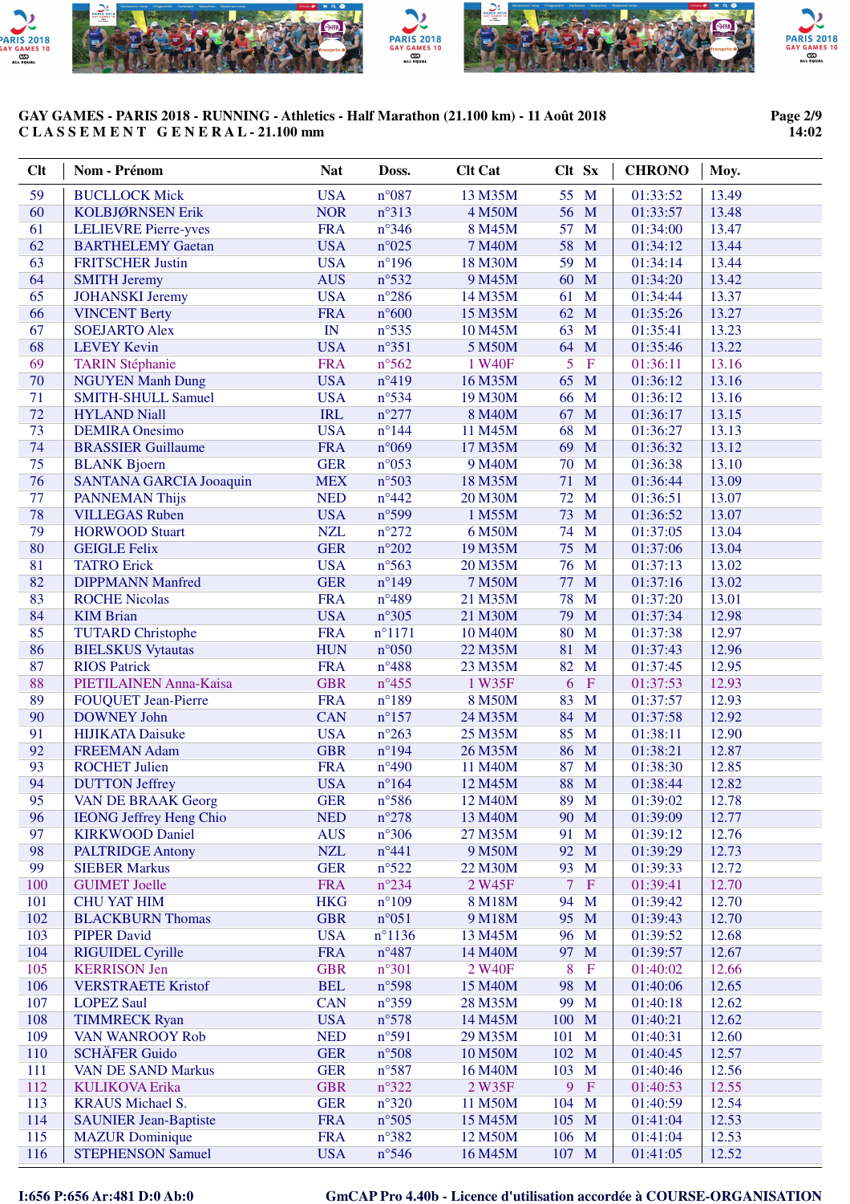**GAY GAMES - PARIS 2018 - RUNNING - Athletics - Half Marathon (21.100 km) - 11 Août 2018**
**CLASSEMENT GENERAL - 21.100 mm**

14:02

| Clt | Nom - Prénom | Nat | Doss. | Clt Cat | Clt | Sx | CHRONO | Moy. |
|---|---|---|---|---|---|---|---|---|
| 59 | BUCLLOCK Mick | USA | n°087 | 13 M35M | 55 | M | 01:33:52 | 13.49 |
| 60 | KOLBJØRNSEN Erik | NOR | n°313 | 4 M50M | 56 | M | 01:33:57 | 13.48 |
| 61 | LELIEVRE Pierre-yves | FRA | n°346 | 8 M45M | 57 | M | 01:34:00 | 13.47 |
| 62 | BARTHELEMY Gaetan | USA | n°025 | 7 M40M | 58 | M | 01:34:12 | 13.44 |
| 63 | FRITSCHER Justin | USA | n°196 | 18 M30M | 59 | M | 01:34:14 | 13.44 |
| 64 | SMITH Jeremy | AUS | n°532 | 9 M45M | 60 | M | 01:34:20 | 13.42 |
| 65 | JOHANSKI Jeremy | USA | n°286 | 14 M35M | 61 | M | 01:34:44 | 13.37 |
| 66 | VINCENT Berty | FRA | n°600 | 15 M35M | 62 | M | 01:35:26 | 13.27 |
| 67 | SOEJARTO Alex | IN | n°535 | 10 M45M | 63 | M | 01:35:41 | 13.23 |
| 68 | LEVEY Kevin | USA | n°351 | 5 M50M | 64 | M | 01:35:46 | 13.22 |
| 69 | TARIN Stéphanie | FRA | n°562 | 1 W40F | 5 | F | 01:36:11 | 13.16 |
| 70 | NGUYEN Manh Dung | USA | n°419 | 16 M35M | 65 | M | 01:36:12 | 13.16 |
| 71 | SMITH-SHULL Samuel | USA | n°534 | 19 M30M | 66 | M | 01:36:12 | 13.16 |
| 72 | HYLAND Niall | IRL | n°277 | 8 M40M | 67 | M | 01:36:17 | 13.15 |
| 73 | DEMIRA Onesimo | USA | n°144 | 11 M45M | 68 | M | 01:36:27 | 13.13 |
| 74 | BRASSIER Guillaume | FRA | n°069 | 17 M35M | 69 | M | 01:36:32 | 13.12 |
| 75 | BLANK Bjoern | GER | n°053 | 9 M40M | 70 | M | 01:36:38 | 13.10 |
| 76 | SANTANA GARCIA Jooaquin | MEX | n°503 | 18 M35M | 71 | M | 01:36:44 | 13.09 |
| 77 | PANNEMAN Thijs | NED | n°442 | 20 M30M | 72 | M | 01:36:51 | 13.07 |
| 78 | VILLEGAS Ruben | USA | n°599 | 1 M55M | 73 | M | 01:36:52 | 13.07 |
| 79 | HORWOOD Stuart | NZL | n°272 | 6 M50M | 74 | M | 01:37:05 | 13.04 |
| 80 | GEIGLE Felix | GER | n°202 | 19 M35M | 75 | M | 01:37:06 | 13.04 |
| 81 | TATRO Erick | USA | n°563 | 20 M35M | 76 | M | 01:37:13 | 13.02 |
| 82 | DIPPMANN Manfred | GER | n°149 | 7 M50M | 77 | M | 01:37:16 | 13.02 |
| 83 | ROCHE Nicolas | FRA | n°489 | 21 M35M | 78 | M | 01:37:20 | 13.01 |
| 84 | KIM Brian | USA | n°305 | 21 M30M | 79 | M | 01:37:34 | 12.98 |
| 85 | TUTARD Christophe | FRA | n°1171 | 10 M40M | 80 | M | 01:37:38 | 12.97 |
| 86 | BIELSKUS Vytautas | HUN | n°050 | 22 M35M | 81 | M | 01:37:43 | 12.96 |
| 87 | RIOS Patrick | FRA | n°488 | 23 M35M | 82 | M | 01:37:45 | 12.95 |
| 88 | PIETILAINEN Anna-Kaisa | GBR | n°455 | 1 W35F | 6 | F | 01:37:53 | 12.93 |
| 89 | FOUQUET Jean-Pierre | FRA | n°189 | 8 M50M | 83 | M | 01:37:57 | 12.93 |
| 90 | DOWNEY John | CAN | n°157 | 24 M35M | 84 | M | 01:37:58 | 12.92 |
| 91 | HIJIKATA Daisuke | USA | n°263 | 25 M35M | 85 | M | 01:38:11 | 12.90 |
| 92 | FREEMAN Adam | GBR | n°194 | 26 M35M | 86 | M | 01:38:21 | 12.87 |
| 93 | ROCHET Julien | FRA | n°490 | 11 M40M | 87 | M | 01:38:30 | 12.85 |
| 94 | DUTTON Jeffrey | USA | n°164 | 12 M45M | 88 | M | 01:38:44 | 12.82 |
| 95 | VAN DE BRAAK Georg | GER | n°586 | 12 M40M | 89 | M | 01:39:02 | 12.78 |
| 96 | IEONG Jeffrey Heng Chio | NED | n°278 | 13 M40M | 90 | M | 01:39:09 | 12.77 |
| 97 | KIRKWOOD Daniel | AUS | n°306 | 27 M35M | 91 | M | 01:39:12 | 12.76 |
| 98 | PALTRIDGE Antony | NZL | n°441 | 9 M50M | 92 | M | 01:39:29 | 12.73 |
| 99 | SIEBER Markus | GER | n°522 | 22 M30M | 93 | M | 01:39:33 | 12.72 |
| 100 | GUIMET Joelle | FRA | n°234 | 2 W45F | 7 | F | 01:39:41 | 12.70 |
| 101 | CHU YAT HIM | HKG | n°109 | 8 M18M | 94 | M | 01:39:42 | 12.70 |
| 102 | BLACKBURN Thomas | GBR | n°051 | 9 M18M | 95 | M | 01:39:43 | 12.70 |
| 103 | PIPER David | USA | n°1136 | 13 M45M | 96 | M | 01:39:52 | 12.68 |
| 104 | RIGUIDEL Cyrille | FRA | n°487 | 14 M40M | 97 | M | 01:39:57 | 12.67 |
| 105 | KERRISON Jen | GBR | n°301 | 2 W40F | 8 | F | 01:40:02 | 12.66 |
| 106 | VERSTRAETE Kristof | BEL | n°598 | 15 M40M | 98 | M | 01:40:06 | 12.65 |
| 107 | LOPEZ Saul | CAN | n°359 | 28 M35M | 99 | M | 01:40:18 | 12.62 |
| 108 | TIMMRECK Ryan | USA | n°578 | 14 M45M | 100 | M | 01:40:21 | 12.62 |
| 109 | VAN WANROOY Rob | NED | n°591 | 29 M35M | 101 | M | 01:40:31 | 12.60 |
| 110 | SCHÄFER Guido | GER | n°508 | 10 M50M | 102 | M | 01:40:45 | 12.57 |
| 111 | VAN DE SAND Markus | GER | n°587 | 16 M40M | 103 | M | 01:40:46 | 12.56 |
| 112 | KULIKOVA Erika | GBR | n°322 | 2 W35F | 9 | F | 01:40:53 | 12.55 |
| 113 | KRAUS Michael S. | GER | n°320 | 11 M50M | 104 | M | 01:40:59 | 12.54 |
| 114 | SAUNIER Jean-Baptiste | FRA | n°505 | 15 M45M | 105 | M | 01:41:04 | 12.53 |
| 115 | MAZUR Dominique | FRA | n°382 | 12 M50M | 106 | M | 01:41:04 | 12.53 |
| 116 | STEPHENSON Samuel | USA | n°546 | 16 M45M | 107 | M | 01:41:05 | 12.52 |

I:656 P:656 Ar:481 D:0 Ab:0

GmCAP Pro 4.40b - Licence d'utilisation accordée à COURSE-ORGANISATION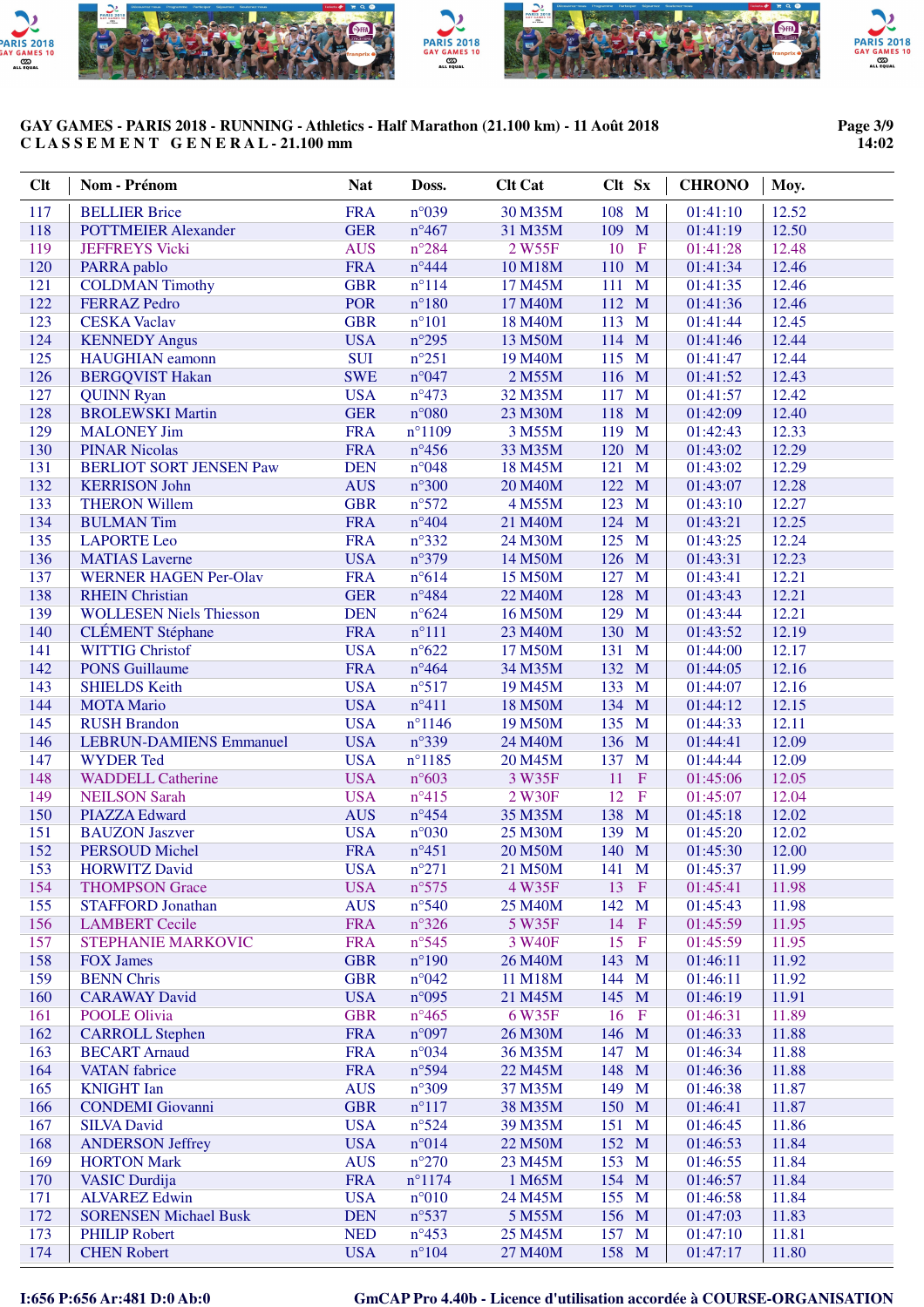GAY GAMES - PARIS 2018 - RUNNING - Athletics - Half Marathon (21.100 km) - 11 Août 2018

CLASSEMENT GENERAL - 21.100 mm

14:02

| Clt | Nom - Prénom | Nat | Doss. | Clt Cat | Clt | Sx | CHRONO | Moy. |
|---|---|---|---|---|---|---|---|---|
| 117 | BELLIER Brice | FRA | n°039 | 30 M35M | 108 | M | 01:41:10 | 12.52 |
| 118 | POTTMEIER Alexander | GER | n°467 | 31 M35M | 109 | M | 01:41:19 | 12.50 |
| 119 | JEFFREYS Vicki | AUS | n°284 | 2 W55F | 10 | F | 01:41:28 | 12.48 |
| 120 | PARRA pablo | FRA | n°444 | 10 M18M | 110 | M | 01:41:34 | 12.46 |
| 121 | COLDMAN Timothy | GBR | n°114 | 17 M45M | 111 | M | 01:41:35 | 12.46 |
| 122 | FERRAZ Pedro | POR | n°180 | 17 M40M | 112 | M | 01:41:36 | 12.46 |
| 123 | CESKA Vaclav | GBR | n°101 | 18 M40M | 113 | M | 01:41:44 | 12.45 |
| 124 | KENNEDY Angus | USA | n°295 | 13 M50M | 114 | M | 01:41:46 | 12.44 |
| 125 | HAUGHIAN eamonn | SUI | n°251 | 19 M40M | 115 | M | 01:41:47 | 12.44 |
| 126 | BERGQVIST Hakan | SWE | n°047 | 2 M55M | 116 | M | 01:41:52 | 12.43 |
| 127 | QUINN Ryan | USA | n°473 | 32 M35M | 117 | M | 01:41:57 | 12.42 |
| 128 | BROLEWSKI Martin | GER | n°080 | 23 M30M | 118 | M | 01:42:09 | 12.40 |
| 129 | MALONEY Jim | FRA | n°1109 | 3 M55M | 119 | M | 01:42:43 | 12.33 |
| 130 | PINAR Nicolas | FRA | n°456 | 33 M35M | 120 | M | 01:43:02 | 12.29 |
| 131 | BERLIOT SORT JENSEN Paw | DEN | n°048 | 18 M45M | 121 | M | 01:43:02 | 12.29 |
| 132 | KERRISON John | AUS | n°300 | 20 M40M | 122 | M | 01:43:07 | 12.28 |
| 133 | THERON Willem | GBR | n°572 | 4 M55M | 123 | M | 01:43:10 | 12.27 |
| 134 | BULMAN Tim | FRA | n°404 | 21 M40M | 124 | M | 01:43:21 | 12.25 |
| 135 | LAPORTE Leo | FRA | n°332 | 24 M30M | 125 | M | 01:43:25 | 12.24 |
| 136 | MATIAS Laverne | USA | n°379 | 14 M50M | 126 | M | 01:43:31 | 12.23 |
| 137 | WERNER HAGEN Per-Olav | FRA | n°614 | 15 M50M | 127 | M | 01:43:41 | 12.21 |
| 138 | RHEIN Christian | GER | n°484 | 22 M40M | 128 | M | 01:43:43 | 12.21 |
| 139 | WOLLESEN Niels Thiesson | DEN | n°624 | 16 M50M | 129 | M | 01:43:44 | 12.21 |
| 140 | CLÉMENT Stéphane | FRA | n°111 | 23 M40M | 130 | M | 01:43:52 | 12.19 |
| 141 | WITTIG Christof | USA | n°622 | 17 M50M | 131 | M | 01:44:00 | 12.17 |
| 142 | PONS Guillaume | FRA | n°464 | 34 M35M | 132 | M | 01:44:05 | 12.16 |
| 143 | SHIELDS Keith | USA | n°517 | 19 M45M | 133 | M | 01:44:07 | 12.16 |
| 144 | MOTA Mario | USA | n°411 | 18 M50M | 134 | M | 01:44:12 | 12.15 |
| 145 | RUSH Brandon | USA | n°1146 | 19 M50M | 135 | M | 01:44:33 | 12.11 |
| 146 | LEBRUN-DAMIENS Emmanuel | USA | n°339 | 24 M40M | 136 | M | 01:44:41 | 12.09 |
| 147 | WYDER Ted | USA | n°1185 | 20 M45M | 137 | M | 01:44:44 | 12.09 |
| 148 | WADDELL Catherine | USA | n°603 | 3 W35F | 11 | F | 01:45:06 | 12.05 |
| 149 | NEILSON Sarah | USA | n°415 | 2 W30F | 12 | F | 01:45:07 | 12.04 |
| 150 | PIAZZA Edward | AUS | n°454 | 35 M35M | 138 | M | 01:45:18 | 12.02 |
| 151 | BAUZON Jaszver | USA | n°030 | 25 M30M | 139 | M | 01:45:20 | 12.02 |
| 152 | PERSOUD Michel | FRA | n°451 | 20 M50M | 140 | M | 01:45:30 | 12.00 |
| 153 | HORWITZ David | USA | n°271 | 21 M50M | 141 | M | 01:45:37 | 11.99 |
| 154 | THOMPSON Grace | USA | n°575 | 4 W35F | 13 | F | 01:45:41 | 11.98 |
| 155 | STAFFORD Jonathan | AUS | n°540 | 25 M40M | 142 | M | 01:45:43 | 11.98 |
| 156 | LAMBERT Cecile | FRA | n°326 | 5 W35F | 14 | F | 01:45:59 | 11.95 |
| 157 | STEPHANIE MARKOVIC | FRA | n°545 | 3 W40F | 15 | F | 01:45:59 | 11.95 |
| 158 | FOX James | GBR | n°190 | 26 M40M | 143 | M | 01:46:11 | 11.92 |
| 159 | BENN Chris | GBR | n°042 | 11 M18M | 144 | M | 01:46:11 | 11.92 |
| 160 | CARAWAY David | USA | n°095 | 21 M45M | 145 | M | 01:46:19 | 11.91 |
| 161 | POOLE Olivia | GBR | n°465 | 6 W35F | 16 | F | 01:46:31 | 11.89 |
| 162 | CARROLL Stephen | FRA | n°097 | 26 M30M | 146 | M | 01:46:33 | 11.88 |
| 163 | BECART Arnaud | FRA | n°034 | 36 M35M | 147 | M | 01:46:34 | 11.88 |
| 164 | VATAN fabrice | FRA | n°594 | 22 M45M | 148 | M | 01:46:36 | 11.88 |
| 165 | KNIGHT Ian | AUS | n°309 | 37 M35M | 149 | M | 01:46:38 | 11.87 |
| 166 | CONDEMI Giovanni | GBR | n°117 | 38 M35M | 150 | M | 01:46:41 | 11.87 |
| 167 | SILVA David | USA | n°524 | 39 M35M | 151 | M | 01:46:45 | 11.86 |
| 168 | ANDERSON Jeffrey | USA | n°014 | 22 M50M | 152 | M | 01:46:53 | 11.84 |
| 169 | HORTON Mark | AUS | n°270 | 23 M45M | 153 | M | 01:46:55 | 11.84 |
| 170 | VASIC Durdija | FRA | n°1174 | 1 M65M | 154 | M | 01:46:57 | 11.84 |
| 171 | ALVAREZ Edwin | USA | n°010 | 24 M45M | 155 | M | 01:46:58 | 11.84 |
| 172 | SORENSEN Michael Busk | DEN | n°537 | 5 M55M | 156 | M | 01:47:03 | 11.83 |
| 173 | PHILIP Robert | NED | n°453 | 25 M45M | 157 | M | 01:47:10 | 11.81 |
| 174 | CHEN Robert | USA | n°104 | 27 M40M | 158 | M | 01:47:17 | 11.80 |

I:656 P:656 Ar:481 D:0 Ab:0

GmCAP Pro 4.40b - Licence d'utilisation accordée à COURSE-ORGANISATION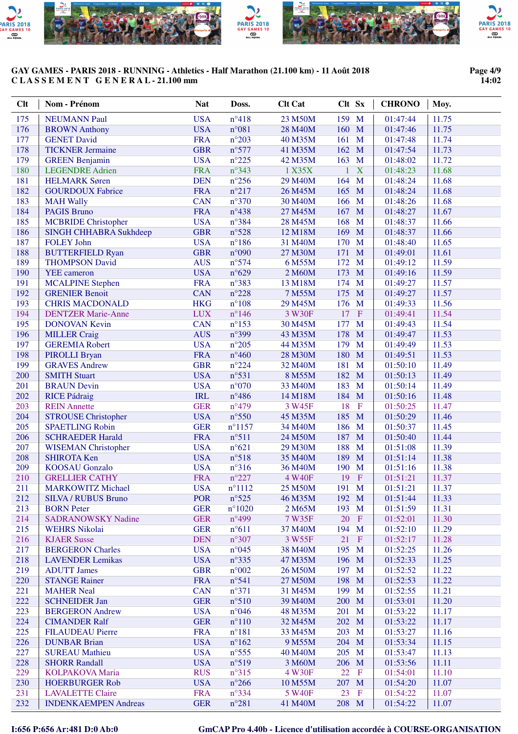**GAY GAMES - PARIS 2018 - RUNNING - Athletics - Half Marathon (21.100 km) - 11 Août 2018**
**CLASSEMENT GENERAL - 21.100 mm**

| Clt | Nom - Prénom | Nat | Doss. | Clt Cat | Clt | Sx | CHRONO | Moy. |
|---|---|---|---|---|---|---|---|---|
| 175 | NEUMANN Paul | USA | n°418 | 23 M50M | 159 | M | 01:47:44 | 11.75 |
| 176 | BROWN Anthony | USA | n°081 | 28 M40M | 160 | M | 01:47:46 | 11.75 |
| 177 | GENET David | FRA | n°203 | 40 M35M | 161 | M | 01:47:48 | 11.74 |
| 178 | TICKNER Jermaine | GBR | n°577 | 41 M35M | 162 | M | 01:47:54 | 11.73 |
| 179 | GREEN Benjamin | USA | n°225 | 42 M35M | 163 | M | 01:48:02 | 11.72 |
| 180 | LEGENDRE Adrien | FRA | n°343 | 1 X35X | 1 | X | 01:48:23 | 11.68 |
| 181 | HELMARK Søren | DEN | n°256 | 29 M40M | 164 | M | 01:48:24 | 11.68 |
| 182 | GOURDOUX Fabrice | FRA | n°217 | 26 M45M | 165 | M | 01:48:24 | 11.68 |
| 183 | MAH Wally | CAN | n°370 | 30 M40M | 166 | M | 01:48:26 | 11.68 |
| 184 | PAGIS Bruno | FRA | n°438 | 27 M45M | 167 | M | 01:48:27 | 11.67 |
| 185 | MCBRIDE Christopher | USA | n°384 | 28 M45M | 168 | M | 01:48:37 | 11.66 |
| 186 | SINGH CHHABRA Sukhdeep | GBR | n°528 | 12 M18M | 169 | M | 01:48:37 | 11.66 |
| 187 | FOLEY John | USA | n°186 | 31 M40M | 170 | M | 01:48:40 | 11.65 |
| 188 | BUTTERFIELD Ryan | GBR | n°090 | 27 M30M | 171 | M | 01:49:01 | 11.61 |
| 189 | THOMPSON David | AUS | n°574 | 6 M55M | 172 | M | 01:49:12 | 11.59 |
| 190 | YEE cameron | USA | n°629 | 2 M60M | 173 | M | 01:49:16 | 11.59 |
| 191 | MCALPINE Stephen | FRA | n°383 | 13 M18M | 174 | M | 01:49:27 | 11.57 |
| 192 | GRENIER Benoit | CAN | n°228 | 7 M55M | 175 | M | 01:49:27 | 11.57 |
| 193 | CHRIS MACDONALD | HKG | n°108 | 29 M45M | 176 | M | 01:49:33 | 11.56 |
| 194 | DENTZER Marie-Anne | LUX | n°146 | 3 W30F | 17 | F | 01:49:41 | 11.54 |
| 195 | DONOVAN Kevin | CAN | n°153 | 30 M45M | 177 | M | 01:49:43 | 11.54 |
| 196 | MILLER Craig | AUS | n°399 | 43 M35M | 178 | M | 01:49:47 | 11.53 |
| 197 | GEREMIA Robert | USA | n°205 | 44 M35M | 179 | M | 01:49:49 | 11.53 |
| 198 | PIROLLI Bryan | FRA | n°460 | 28 M30M | 180 | M | 01:49:51 | 11.53 |
| 199 | GRAVES Andrew | GBR | n°224 | 32 M40M | 181 | M | 01:50:10 | 11.49 |
| 200 | SMITH Stuart | USA | n°531 | 8 M55M | 182 | M | 01:50:13 | 11.49 |
| 201 | BRAUN Devin | USA | n°070 | 33 M40M | 183 | M | 01:50:14 | 11.49 |
| 202 | RICE Pádraig | IRL | n°486 | 14 M18M | 184 | M | 01:50:16 | 11.48 |
| 203 | REIN Annette | GER | n°479 | 3 W45F | 18 | F | 01:50:25 | 11.47 |
| 204 | STROUSE Christopher | USA | n°550 | 45 M35M | 185 | M | 01:50:29 | 11.46 |
| 205 | SPAETLING Robin | GER | n°1157 | 34 M40M | 186 | M | 01:50:37 | 11.45 |
| 206 | SCHRAEDER Harald | FRA | n°511 | 24 M50M | 187 | M | 01:50:40 | 11.44 |
| 207 | WISEMAN Christopher | USA | n°621 | 29 M30M | 188 | M | 01:51:08 | 11.39 |
| 208 | SHIROTA Ken | USA | n°518 | 35 M40M | 189 | M | 01:51:14 | 11.38 |
| 209 | KOOSAU Gonzalo | USA | n°316 | 36 M40M | 190 | M | 01:51:16 | 11.38 |
| 210 | GRELLIER CATHY | FRA | n°227 | 4 W40F | 19 | F | 01:51:21 | 11.37 |
| 211 | MARKOWITZ Michael | USA | n°1112 | 25 M50M | 191 | M | 01:51:21 | 11.37 |
| 212 | SILVA / RUBUS Bruno | POR | n°525 | 46 M35M | 192 | M | 01:51:44 | 11.33 |
| 213 | BORN Peter | GER | n°1020 | 2 M65M | 193 | M | 01:51:59 | 11.31 |
| 214 | SADRANOWSKY Nadine | GER | n°499 | 7 W35F | 20 | F | 01:52:01 | 11.30 |
| 215 | WEHRS Nikolai | GER | n°611 | 37 M40M | 194 | M | 01:52:10 | 11.29 |
| 216 | KJAER Susse | DEN | n°307 | 3 W55F | 21 | F | 01:52:17 | 11.28 |
| 217 | BERGERON Charles | USA | n°045 | 38 M40M | 195 | M | 01:52:25 | 11.26 |
| 218 | LAVENDER Lemikas | USA | n°335 | 47 M35M | 196 | M | 01:52:33 | 11.25 |
| 219 | ADUTT James | GBR | n°002 | 26 M50M | 197 | M | 01:52:52 | 11.22 |
| 220 | STANGE Rainer | FRA | n°541 | 27 M50M | 198 | M | 01:52:53 | 11.22 |
| 221 | MAHER Neal | CAN | n°371 | 31 M45M | 199 | M | 01:52:55 | 11.21 |
| 222 | SCHNEIDER Jan | GER | n°510 | 39 M40M | 200 | M | 01:53:01 | 11.20 |
| 223 | BERGERON Andrew | USA | n°046 | 48 M35M | 201 | M | 01:53:22 | 11.17 |
| 224 | CIMANDER Ralf | GER | n°110 | 32 M45M | 202 | M | 01:53:22 | 11.17 |
| 225 | FILAUDEAU Pierre | FRA | n°181 | 33 M45M | 203 | M | 01:53:27 | 11.16 |
| 226 | DUNBAR Brian | USA | n°162 | 9 M55M | 204 | M | 01:53:34 | 11.15 |
| 227 | SUREAU Mathieu | USA | n°555 | 40 M40M | 205 | M | 01:53:47 | 11.13 |
| 228 | SHORR Randall | USA | n°519 | 3 M60M | 206 | M | 01:53:56 | 11.11 |
| 229 | KOLPAKOVA Maria | RUS | n°315 | 4 W30F | 22 | F | 01:54:01 | 11.10 |
| 230 | HOERBURGER Rob | USA | n°266 | 10 M55M | 207 | M | 01:54:20 | 11.07 |
| 231 | LAVALETTE Claire | FRA | n°334 | 5 W40F | 23 | F | 01:54:22 | 11.07 |
| 232 | INDENKAEMPEN Andreas | GER | n°281 | 41 M40M | 208 | M | 01:54:22 | 11.07 |

I:656 P:656 Ar:481 D:0 Ab:0 — GmCAP Pro 4.40b - Licence d'utilisation accordée à COURSE-ORGANISATION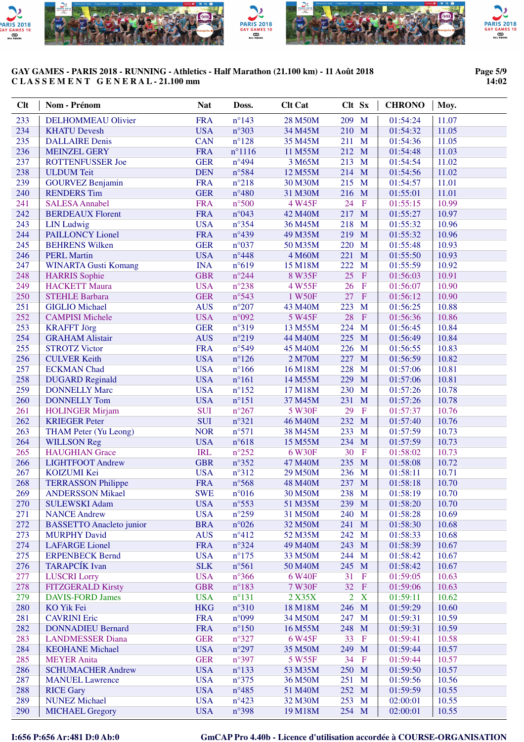**GAY GAMES - PARIS 2018 - RUNNING - Athletics - Half Marathon (21.100 km) - 11 Août 2018**
**C L A S S E M E N T   G E N E R A L - 21.100 mm**

| Clt | Nom - Prénom | Nat | Doss. | Clt Cat | Clt | Sx | CHRONO | Moy. |
|---|---|---|---|---|---|---|---|---|
| 233 | DELHOMMEAU Olivier | FRA | n°143 | 28 M50M | 209 | M | 01:54:24 | 11.07 |
| 234 | KHATU Devesh | USA | n°303 | 34 M45M | 210 | M | 01:54:32 | 11.05 |
| 235 | DALLAIRE Denis | CAN | n°128 | 35 M45M | 211 | M | 01:54:36 | 11.05 |
| 236 | MEINZEL GERY | FRA | n°1116 | 11 M55M | 212 | M | 01:54:48 | 11.03 |
| 237 | ROTTENFUSSER Joe | GER | n°494 | 3 M65M | 213 | M | 01:54:54 | 11.02 |
| 238 | ULDUM Teit | DEN | n°584 | 12 M55M | 214 | M | 01:54:56 | 11.02 |
| 239 | GOURVEZ Benjamin | FRA | n°218 | 30 M30M | 215 | M | 01:54:57 | 11.01 |
| 240 | RENDERS Tim | GER | n°480 | 31 M30M | 216 | M | 01:55:01 | 11.01 |
| 241 | SALESA Annabel | FRA | n°500 | 4 W45F | 24 | F | 01:55:15 | 10.99 |
| 242 | BERDEAUX Florent | FRA | n°043 | 42 M40M | 217 | M | 01:55:27 | 10.97 |
| 243 | LIN Ludwig | USA | n°354 | 36 M45M | 218 | M | 01:55:32 | 10.96 |
| 244 | PAILLONCY Lionel | FRA | n°439 | 49 M35M | 219 | M | 01:55:32 | 10.96 |
| 245 | BEHRENS Wilken | GER | n°037 | 50 M35M | 220 | M | 01:55:48 | 10.93 |
| 246 | PERL Martin | USA | n°448 | 4 M60M | 221 | M | 01:55:50 | 10.93 |
| 247 | WINARTA Gusti Komang | INA | n°619 | 15 M18M | 222 | M | 01:55:59 | 10.92 |
| 248 | HARRIS Sophie | GBR | n°244 | 8 W35F | 25 | F | 01:56:03 | 10.91 |
| 249 | HACKETT Maura | USA | n°238 | 4 W55F | 26 | F | 01:56:07 | 10.90 |
| 250 | STEHLE Barbara | GER | n°543 | 1 W50F | 27 | F | 01:56:12 | 10.90 |
| 251 | GIGLIO Michael | AUS | n°207 | 43 M40M | 223 | M | 01:56:25 | 10.88 |
| 252 | CAMPISI Michele | USA | n°092 | 5 W45F | 28 | F | 01:56:36 | 10.86 |
| 253 | KRAFFT Jörg | GER | n°319 | 13 M55M | 224 | M | 01:56:45 | 10.84 |
| 254 | GRAHAM Alistair | AUS | n°219 | 44 M40M | 225 | M | 01:56:49 | 10.84 |
| 255 | STROTZ Victor | FRA | n°549 | 45 M40M | 226 | M | 01:56:55 | 10.83 |
| 256 | CULVER Keith | USA | n°126 | 2 M70M | 227 | M | 01:56:59 | 10.82 |
| 257 | ECKMAN Chad | USA | n°166 | 16 M18M | 228 | M | 01:57:06 | 10.81 |
| 258 | DUGARD Reginald | USA | n°161 | 14 M55M | 229 | M | 01:57:06 | 10.81 |
| 259 | DONNELLY Marc | USA | n°152 | 17 M18M | 230 | M | 01:57:26 | 10.78 |
| 260 | DONNELLY Tom | USA | n°151 | 37 M45M | 231 | M | 01:57:26 | 10.78 |
| 261 | HOLINGER Mirjam | SUI | n°267 | 5 W30F | 29 | F | 01:57:37 | 10.76 |
| 262 | KRIEGER Peter | SUI | n°321 | 46 M40M | 232 | M | 01:57:40 | 10.76 |
| 263 | THAM Peter (Yu Leong) | NOR | n°571 | 38 M45M | 233 | M | 01:57:59 | 10.73 |
| 264 | WILLSON Reg | USA | n°618 | 15 M55M | 234 | M | 01:57:59 | 10.73 |
| 265 | HAUGHIAN Grace | IRL | n°252 | 6 W30F | 30 | F | 01:58:02 | 10.73 |
| 266 | LIGHTFOOT Andrew | GBR | n°352 | 47 M40M | 235 | M | 01:58:08 | 10.72 |
| 267 | KOIZUMI Kei | USA | n°312 | 29 M50M | 236 | M | 01:58:11 | 10.71 |
| 268 | TERRASSON Philippe | FRA | n°568 | 48 M40M | 237 | M | 01:58:18 | 10.70 |
| 269 | ANDERSSON Mikael | SWE | n°016 | 30 M50M | 238 | M | 01:58:19 | 10.70 |
| 270 | SULEWSKI Adam | USA | n°553 | 51 M35M | 239 | M | 01:58:20 | 10.70 |
| 271 | NANCE Andrew | USA | n°259 | 31 M50M | 240 | M | 01:58:28 | 10.69 |
| 272 | BASSETTO Anacleto junior | BRA | n°026 | 32 M50M | 241 | M | 01:58:30 | 10.68 |
| 273 | MURPHY David | AUS | n°412 | 52 M35M | 242 | M | 01:58:33 | 10.68 |
| 274 | LAFARGE Lionel | FRA | n°324 | 49 M40M | 243 | M | 01:58:39 | 10.67 |
| 275 | ERPENBECK Bernd | USA | n°175 | 33 M50M | 244 | M | 01:58:42 | 10.67 |
| 276 | TARAPCÍK Ivan | SLK | n°561 | 50 M40M | 245 | M | 01:58:42 | 10.67 |
| 277 | LUSCRI Lorry | USA | n°366 | 6 W40F | 31 | F | 01:59:05 | 10.63 |
| 278 | FITZGERALD Kirsty | GBR | n°183 | 7 W30F | 32 | F | 01:59:06 | 10.63 |
| 279 | DAVIS-FORD James | USA | n°131 | 2 X35X | 2 | X | 01:59:11 | 10.62 |
| 280 | KO Yik Fei | HKG | n°310 | 18 M18M | 246 | M | 01:59:29 | 10.60 |
| 281 | CAVRINI Eric | FRA | n°099 | 34 M50M | 247 | M | 01:59:31 | 10.59 |
| 282 | DONNADIEU Bernard | FRA | n°150 | 16 M55M | 248 | M | 01:59:31 | 10.59 |
| 283 | LANDMESSER Diana | GER | n°327 | 6 W45F | 33 | F | 01:59:41 | 10.58 |
| 284 | KEOHANE Michael | USA | n°297 | 35 M50M | 249 | M | 01:59:44 | 10.57 |
| 285 | MEYER Anita | GER | n°397 | 5 W55F | 34 | F | 01:59:44 | 10.57 |
| 286 | SCHUMACHER Andrew | USA | n°133 | 53 M35M | 250 | M | 01:59:50 | 10.57 |
| 287 | MANUEL Lawrence | USA | n°375 | 36 M50M | 251 | M | 01:59:56 | 10.56 |
| 288 | RICE Gary | USA | n°485 | 51 M40M | 252 | M | 01:59:59 | 10.55 |
| 289 | NUNEZ Michael | USA | n°423 | 32 M30M | 253 | M | 02:00:01 | 10.55 |
| 290 | MICHAEL Gregory | USA | n°398 | 19 M18M | 254 | M | 02:00:01 | 10.55 |

I:656 P:656 Ar:481 D:0 Ab:0

GmCAP Pro 4.40b - Licence d'utilisation accordée à COURSE-ORGANISATION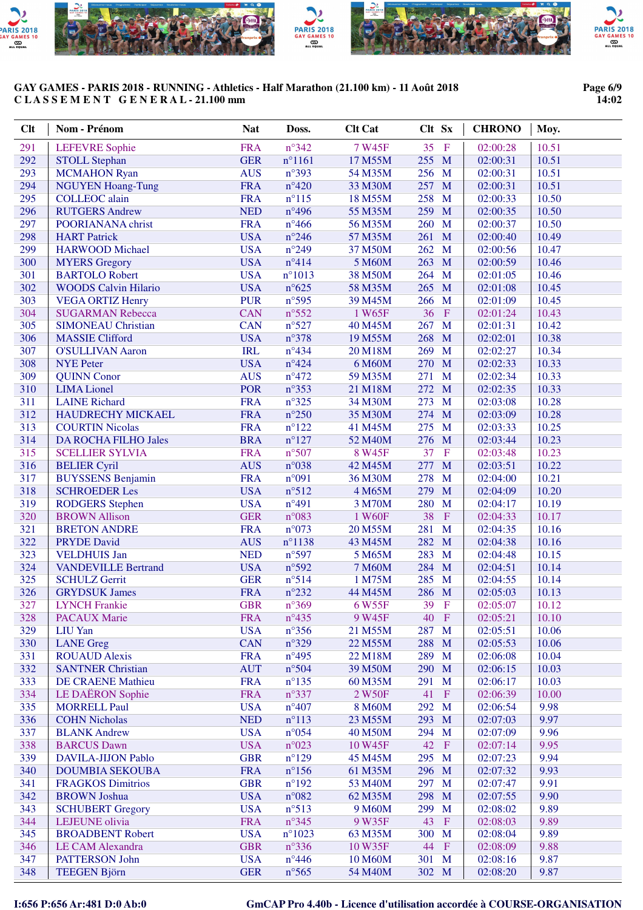**GAY GAMES - PARIS 2018 - RUNNING - Athletics - Half Marathon (21.100 km) - 11 Août 2018**
**CLASSEMENT GENERAL - 21.100 mm**

| Clt | Nom - Prénom | Nat | Doss. | Clt Cat | Clt | Sx | CHRONO | Moy. |
|---|---|---|---|---|---|---|---|---|
| 291 | LEFEVRE Sophie | FRA | n°342 | 7 W45F | 35 | F | 02:00:28 | 10.51 |
| 292 | STOLL Stephan | GER | n°1161 | 17 M55M | 255 | M | 02:00:31 | 10.51 |
| 293 | MCMAHON Ryan | AUS | n°393 | 54 M35M | 256 | M | 02:00:31 | 10.51 |
| 294 | NGUYEN Hoang-Tung | FRA | n°420 | 33 M30M | 257 | M | 02:00:31 | 10.51 |
| 295 | COLLEOC alain | FRA | n°115 | 18 M55M | 258 | M | 02:00:33 | 10.50 |
| 296 | RUTGERS Andrew | NED | n°496 | 55 M35M | 259 | M | 02:00:35 | 10.50 |
| 297 | POORIANANA christ | FRA | n°466 | 56 M35M | 260 | M | 02:00:37 | 10.50 |
| 298 | HART Patrick | USA | n°246 | 57 M35M | 261 | M | 02:00:40 | 10.49 |
| 299 | HARWOOD Michael | USA | n°249 | 37 M50M | 262 | M | 02:00:56 | 10.47 |
| 300 | MYERS Gregory | USA | n°414 | 5 M60M | 263 | M | 02:00:59 | 10.46 |
| 301 | BARTOLO Robert | USA | n°1013 | 38 M50M | 264 | M | 02:01:05 | 10.46 |
| 302 | WOODS Calvin Hilario | USA | n°625 | 58 M35M | 265 | M | 02:01:08 | 10.45 |
| 303 | VEGA ORTIZ Henry | PUR | n°595 | 39 M45M | 266 | M | 02:01:09 | 10.45 |
| 304 | SUGARMAN Rebecca | CAN | n°552 | 1 W65F | 36 | F | 02:01:24 | 10.43 |
| 305 | SIMONEAU Christian | CAN | n°527 | 40 M45M | 267 | M | 02:01:31 | 10.42 |
| 306 | MASSIE Clifford | USA | n°378 | 19 M55M | 268 | M | 02:02:01 | 10.38 |
| 307 | O'SULLIVAN Aaron | IRL | n°434 | 20 M18M | 269 | M | 02:02:27 | 10.34 |
| 308 | NYE Peter | USA | n°424 | 6 M60M | 270 | M | 02:02:33 | 10.33 |
| 309 | QUINN Conor | AUS | n°472 | 59 M35M | 271 | M | 02:02:34 | 10.33 |
| 310 | LIMA Lionel | POR | n°353 | 21 M18M | 272 | M | 02:02:35 | 10.33 |
| 311 | LAINE Richard | FRA | n°325 | 34 M30M | 273 | M | 02:03:08 | 10.28 |
| 312 | HAUDRECHY MICKAEL | FRA | n°250 | 35 M30M | 274 | M | 02:03:09 | 10.28 |
| 313 | COURTIN Nicolas | FRA | n°122 | 41 M45M | 275 | M | 02:03:33 | 10.25 |
| 314 | DA ROCHA FILHO Jales | BRA | n°127 | 52 M40M | 276 | M | 02:03:44 | 10.23 |
| 315 | SCELLIER SYLVIA | FRA | n°507 | 8 W45F | 37 | F | 02:03:48 | 10.23 |
| 316 | BELIER Cyril | AUS | n°038 | 42 M45M | 277 | M | 02:03:51 | 10.22 |
| 317 | BUYSSENS Benjamin | FRA | n°091 | 36 M30M | 278 | M | 02:04:00 | 10.21 |
| 318 | SCHROEDER Les | USA | n°512 | 4 M65M | 279 | M | 02:04:09 | 10.20 |
| 319 | RODGERS Stephen | USA | n°491 | 3 M70M | 280 | M | 02:04:17 | 10.19 |
| 320 | BROWN Allison | GER | n°083 | 1 W60F | 38 | F | 02:04:33 | 10.17 |
| 321 | BRETON ANDRE | FRA | n°073 | 20 M55M | 281 | M | 02:04:35 | 10.16 |
| 322 | PRYDE David | AUS | n°1138 | 43 M45M | 282 | M | 02:04:38 | 10.16 |
| 323 | VELDHUIS Jan | NED | n°597 | 5 M65M | 283 | M | 02:04:48 | 10.15 |
| 324 | VANDEVILLE Bertrand | USA | n°592 | 7 M60M | 284 | M | 02:04:51 | 10.14 |
| 325 | SCHULZ Gerrit | GER | n°514 | 1 M75M | 285 | M | 02:04:55 | 10.14 |
| 326 | GRYDSUK James | FRA | n°232 | 44 M45M | 286 | M | 02:05:03 | 10.13 |
| 327 | LYNCH Frankie | GBR | n°369 | 6 W55F | 39 | F | 02:05:07 | 10.12 |
| 328 | PACAUX Marie | FRA | n°435 | 9 W45F | 40 | F | 02:05:21 | 10.10 |
| 329 | LIU Yan | USA | n°356 | 21 M55M | 287 | M | 02:05:51 | 10.06 |
| 330 | LANE Greg | CAN | n°329 | 22 M55M | 288 | M | 02:05:53 | 10.06 |
| 331 | ROUAUD Alexis | FRA | n°495 | 22 M18M | 289 | M | 02:06:08 | 10.04 |
| 332 | SANTNER Christian | AUT | n°504 | 39 M50M | 290 | M | 02:06:15 | 10.03 |
| 333 | DE CRAENE Mathieu | FRA | n°135 | 60 M35M | 291 | M | 02:06:17 | 10.03 |
| 334 | LE DAËRON Sophie | FRA | n°337 | 2 W50F | 41 | F | 02:06:39 | 10.00 |
| 335 | MORRELL Paul | USA | n°407 | 8 M60M | 292 | M | 02:06:54 | 9.98 |
| 336 | COHN Nicholas | NED | n°113 | 23 M55M | 293 | M | 02:07:03 | 9.97 |
| 337 | BLANK Andrew | USA | n°054 | 40 M50M | 294 | M | 02:07:09 | 9.96 |
| 338 | BARCUS Dawn | USA | n°023 | 10 W45F | 42 | F | 02:07:14 | 9.95 |
| 339 | DAVILA-JIJON Pablo | GBR | n°129 | 45 M45M | 295 | M | 02:07:23 | 9.94 |
| 340 | DOUMBIA SEKOUBA | FRA | n°156 | 61 M35M | 296 | M | 02:07:32 | 9.93 |
| 341 | FRAGKOS Dimitrios | GBR | n°192 | 53 M40M | 297 | M | 02:07:47 | 9.91 |
| 342 | BROWN Joshua | USA | n°082 | 62 M35M | 298 | M | 02:07:55 | 9.90 |
| 343 | SCHUBERT Gregory | USA | n°513 | 9 M60M | 299 | M | 02:08:02 | 9.89 |
| 344 | LEJEUNE olivia | FRA | n°345 | 9 W35F | 43 | F | 02:08:03 | 9.89 |
| 345 | BROADBENT Robert | USA | n°1023 | 63 M35M | 300 | M | 02:08:04 | 9.89 |
| 346 | LE CAM Alexandra | GBR | n°336 | 10 W35F | 44 | F | 02:08:09 | 9.88 |
| 347 | PATTERSON John | USA | n°446 | 10 M60M | 301 | M | 02:08:16 | 9.87 |
| 348 | TEEGEN Björn | GER | n°565 | 54 M40M | 302 | M | 02:08:20 | 9.87 |

I:656 P:656 Ar:481 D:0 Ab:0

GmCAP Pro 4.40b - Licence d'utilisation accordée à COURSE-ORGANISATION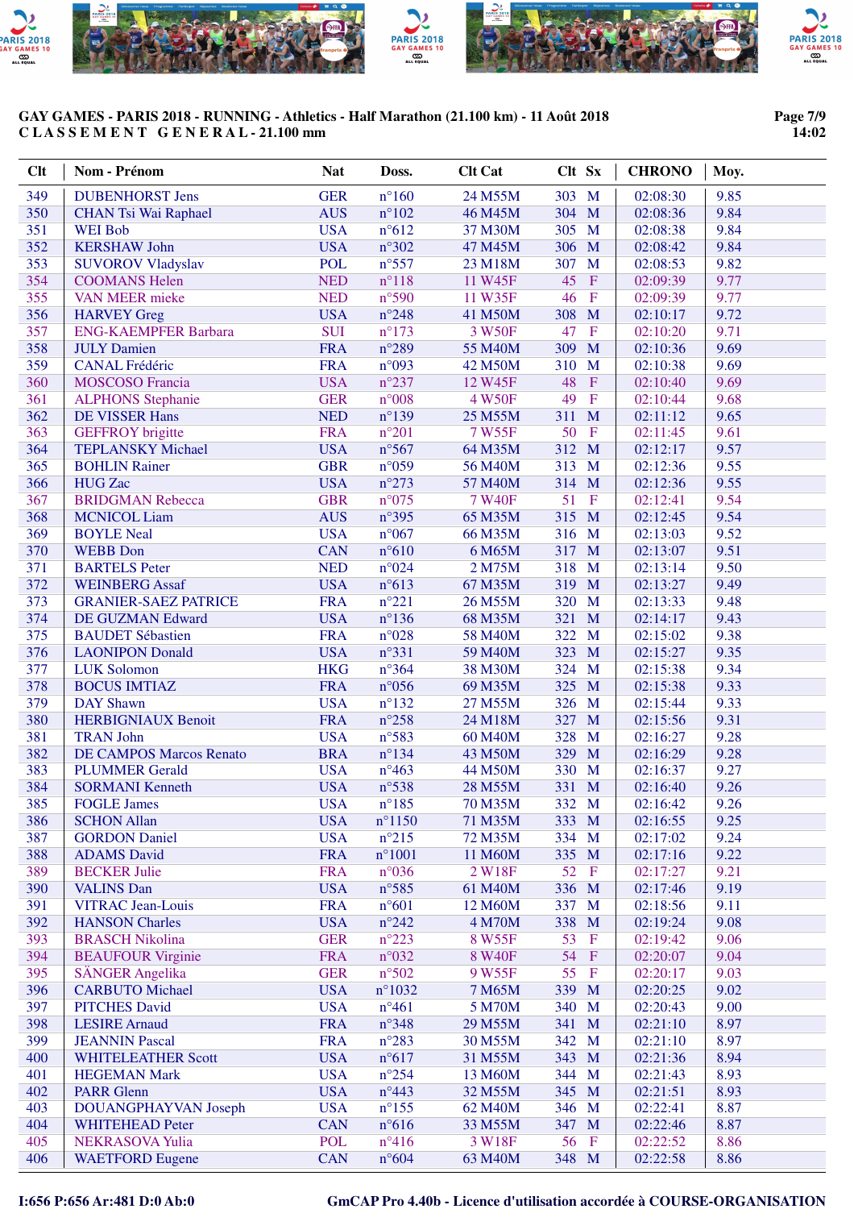**GAY GAMES - PARIS 2018 - RUNNING - Athletics - Half Marathon (21.100 km) - 11 Août 2018**
**C L A S S E M E N T   G E N E R A L - 21.100 mm**

| Clt | Nom - Prénom | Nat | Doss. | Clt Cat | Clt | Sx | CHRONO | Moy. |
|---|---|---|---|---|---|---|---|---|
| 349 | DUBENHORST Jens | GER | n°160 | 24 M55M | 303 | M | 02:08:30 | 9.85 |
| 350 | CHAN Tsi Wai Raphael | AUS | n°102 | 46 M45M | 304 | M | 02:08:36 | 9.84 |
| 351 | WEI Bob | USA | n°612 | 37 M30M | 305 | M | 02:08:38 | 9.84 |
| 352 | KERSHAW John | USA | n°302 | 47 M45M | 306 | M | 02:08:42 | 9.84 |
| 353 | SUVOROV Vladyslav | POL | n°557 | 23 M18M | 307 | M | 02:08:53 | 9.82 |
| 354 | COOMANS Helen | NED | n°118 | 11 W45F | 45 | F | 02:09:39 | 9.77 |
| 355 | VAN MEER mieke | NED | n°590 | 11 W35F | 46 | F | 02:09:39 | 9.77 |
| 356 | HARVEY Greg | USA | n°248 | 41 M50M | 308 | M | 02:10:17 | 9.72 |
| 357 | ENG-KAEMPFER Barbara | SUI | n°173 | 3 W50F | 47 | F | 02:10:20 | 9.71 |
| 358 | JULY Damien | FRA | n°289 | 55 M40M | 309 | M | 02:10:36 | 9.69 |
| 359 | CANAL Frédéric | FRA | n°093 | 42 M50M | 310 | M | 02:10:38 | 9.69 |
| 360 | MOSCOSO Francia | USA | n°237 | 12 W45F | 48 | F | 02:10:40 | 9.69 |
| 361 | ALPHONS Stephanie | GER | n°008 | 4 W50F | 49 | F | 02:10:44 | 9.68 |
| 362 | DE VISSER Hans | NED | n°139 | 25 M55M | 311 | M | 02:11:12 | 9.65 |
| 363 | GEFFROY brigitte | FRA | n°201 | 7 W55F | 50 | F | 02:11:45 | 9.61 |
| 364 | TEPLANSKY Michael | USA | n°567 | 64 M35M | 312 | M | 02:12:17 | 9.57 |
| 365 | BOHLIN Rainer | GBR | n°059 | 56 M40M | 313 | M | 02:12:36 | 9.55 |
| 366 | HUG Zac | USA | n°273 | 57 M40M | 314 | M | 02:12:36 | 9.55 |
| 367 | BRIDGMAN Rebecca | GBR | n°075 | 7 W40F | 51 | F | 02:12:41 | 9.54 |
| 368 | MCNICOL Liam | AUS | n°395 | 65 M35M | 315 | M | 02:12:45 | 9.54 |
| 369 | BOYLE Neal | USA | n°067 | 66 M35M | 316 | M | 02:13:03 | 9.52 |
| 370 | WEBB Don | CAN | n°610 | 6 M65M | 317 | M | 02:13:07 | 9.51 |
| 371 | BARTELS Peter | NED | n°024 | 2 M75M | 318 | M | 02:13:14 | 9.50 |
| 372 | WEINBERG Assaf | USA | n°613 | 67 M35M | 319 | M | 02:13:27 | 9.49 |
| 373 | GRANIER-SAEZ PATRICE | FRA | n°221 | 26 M55M | 320 | M | 02:13:33 | 9.48 |
| 374 | DE GUZMAN Edward | USA | n°136 | 68 M35M | 321 | M | 02:14:17 | 9.43 |
| 375 | BAUDET Sébastien | FRA | n°028 | 58 M40M | 322 | M | 02:15:02 | 9.38 |
| 376 | LAONIPON Donald | USA | n°331 | 59 M40M | 323 | M | 02:15:27 | 9.35 |
| 377 | LUK Solomon | HKG | n°364 | 38 M30M | 324 | M | 02:15:38 | 9.34 |
| 378 | BOCUS IMTIAZ | FRA | n°056 | 69 M35M | 325 | M | 02:15:38 | 9.33 |
| 379 | DAY Shawn | USA | n°132 | 27 M55M | 326 | M | 02:15:44 | 9.33 |
| 380 | HERBIGNIAUX Benoit | FRA | n°258 | 24 M18M | 327 | M | 02:15:56 | 9.31 |
| 381 | TRAN John | USA | n°583 | 60 M40M | 328 | M | 02:16:27 | 9.28 |
| 382 | DE CAMPOS Marcos Renato | BRA | n°134 | 43 M50M | 329 | M | 02:16:29 | 9.28 |
| 383 | PLUMMER Gerald | USA | n°463 | 44 M50M | 330 | M | 02:16:37 | 9.27 |
| 384 | SORMANI Kenneth | USA | n°538 | 28 M55M | 331 | M | 02:16:40 | 9.26 |
| 385 | FOGLE James | USA | n°185 | 70 M35M | 332 | M | 02:16:42 | 9.26 |
| 386 | SCHON Allan | USA | n°1150 | 71 M35M | 333 | M | 02:16:55 | 9.25 |
| 387 | GORDON Daniel | USA | n°215 | 72 M35M | 334 | M | 02:17:02 | 9.24 |
| 388 | ADAMS David | FRA | n°1001 | 11 M60M | 335 | M | 02:17:16 | 9.22 |
| 389 | BECKER Julie | FRA | n°036 | 2 W18F | 52 | F | 02:17:27 | 9.21 |
| 390 | VALINS Dan | USA | n°585 | 61 M40M | 336 | M | 02:17:46 | 9.19 |
| 391 | VITRAC Jean-Louis | FRA | n°601 | 12 M60M | 337 | M | 02:18:56 | 9.11 |
| 392 | HANSON Charles | USA | n°242 | 4 M70M | 338 | M | 02:19:24 | 9.08 |
| 393 | BRASCH Nikolina | GER | n°223 | 8 W55F | 53 | F | 02:19:42 | 9.06 |
| 394 | BEAUFOUR Virginie | FRA | n°032 | 8 W40F | 54 | F | 02:20:07 | 9.04 |
| 395 | SÄNGER Angelika | GER | n°502 | 9 W55F | 55 | F | 02:20:17 | 9.03 |
| 396 | CARBUTO Michael | USA | n°1032 | 7 M65M | 339 | M | 02:20:25 | 9.02 |
| 397 | PITCHES David | USA | n°461 | 5 M70M | 340 | M | 02:20:43 | 9.00 |
| 398 | LESIRE Arnaud | FRA | n°348 | 29 M55M | 341 | M | 02:21:10 | 8.97 |
| 399 | JEANNIN Pascal | FRA | n°283 | 30 M55M | 342 | M | 02:21:10 | 8.97 |
| 400 | WHITELEATHER Scott | USA | n°617 | 31 M55M | 343 | M | 02:21:36 | 8.94 |
| 401 | HEGEMAN Mark | USA | n°254 | 13 M60M | 344 | M | 02:21:43 | 8.93 |
| 402 | PARR Glenn | USA | n°443 | 32 M55M | 345 | M | 02:21:51 | 8.93 |
| 403 | DOUANGPHAYVAN Joseph | USA | n°155 | 62 M40M | 346 | M | 02:22:41 | 8.87 |
| 404 | WHITEHEAD Peter | CAN | n°616 | 33 M55M | 347 | M | 02:22:46 | 8.87 |
| 405 | NEKRASOVA Yulia | POL | n°416 | 3 W18F | 56 | F | 02:22:52 | 8.86 |
| 406 | WAETFORD Eugene | CAN | n°604 | 63 M40M | 348 | M | 02:22:58 | 8.86 |

I:656 P:656 Ar:481 D:0 Ab:0    GmCAP Pro 4.40b - Licence d'utilisation accordée à COURSE-ORGANISATION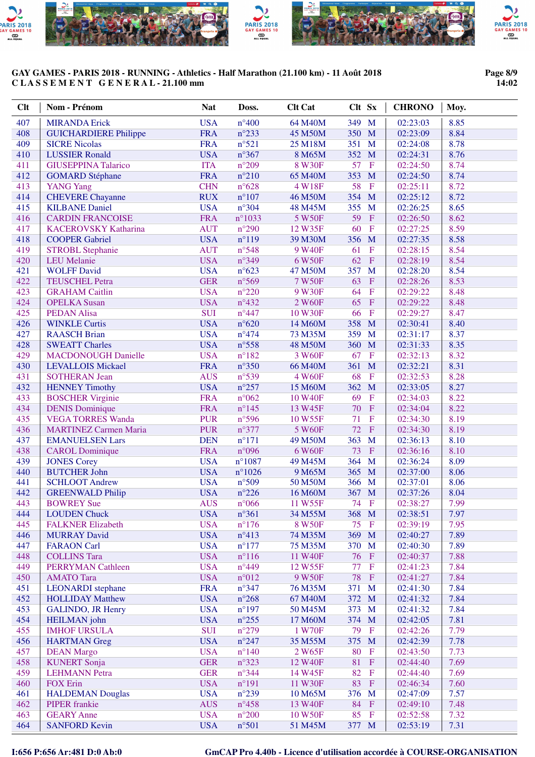# GAY GAMES - PARIS 2018 - RUNNING - Athletics - Half Marathon (21.100 km) - 11 Août 2018

**C L A S S E M E N T   G E N E R A L - 21.100 mm**

| Clt | Nom - Prénom | Nat | Doss. | Clt Cat | Clt | Sx | CHRONO | Moy. |
|---|---|---|---|---|---|---|---|---|
| 407 | MIRANDA Erick | USA | n°400 | 64 M40M | 349 | M | 02:23:03 | 8.85 |
| 408 | GUICHARDIERE Philippe | FRA | n°233 | 45 M50M | 350 | M | 02:23:09 | 8.84 |
| 409 | SICRE Nicolas | FRA | n°521 | 25 M18M | 351 | M | 02:24:08 | 8.78 |
| 410 | LUSSIER Ronald | USA | n°367 | 8 M65M | 352 | M | 02:24:31 | 8.76 |
| 411 | GIUSEPPINA Talarico | ITA | n°209 | 8 W30F | 57 | F | 02:24:50 | 8.74 |
| 412 | GOMARD Stéphane | FRA | n°210 | 65 M40M | 353 | M | 02:24:50 | 8.74 |
| 413 | YANG Yang | CHN | n°628 | 4 W18F | 58 | F | 02:25:11 | 8.72 |
| 414 | CHEVERE Chayanne | RUX | n°107 | 46 M50M | 354 | M | 02:25:12 | 8.72 |
| 415 | KILBANE Daniel | USA | n°304 | 48 M45M | 355 | M | 02:26:25 | 8.65 |
| 416 | CARDIN FRANCOISE | FRA | n°1033 | 5 W50F | 59 | F | 02:26:50 | 8.62 |
| 417 | KACEROVSKY Katharina | AUT | n°290 | 12 W35F | 60 | F | 02:27:25 | 8.59 |
| 418 | COOPER Gabriel | USA | n°119 | 39 M30M | 356 | M | 02:27:35 | 8.58 |
| 419 | STROBL Stephanie | AUT | n°548 | 9 W40F | 61 | F | 02:28:15 | 8.54 |
| 420 | LEU Melanie | USA | n°349 | 6 W50F | 62 | F | 02:28:19 | 8.54 |
| 421 | WOLFF David | USA | n°623 | 47 M50M | 357 | M | 02:28:20 | 8.54 |
| 422 | TEUSCHEL Petra | GER | n°569 | 7 W50F | 63 | F | 02:28:26 | 8.53 |
| 423 | GRAHAM Caitlin | USA | n°220 | 9 W30F | 64 | F | 02:29:22 | 8.48 |
| 424 | OPELKA Susan | USA | n°432 | 2 W60F | 65 | F | 02:29:22 | 8.48 |
| 425 | PEDAN Alisa | SUI | n°447 | 10 W30F | 66 | F | 02:29:27 | 8.47 |
| 426 | WINKLE Curtis | USA | n°620 | 14 M60M | 358 | M | 02:30:41 | 8.40 |
| 427 | RAASCH Brian | USA | n°474 | 73 M35M | 359 | M | 02:31:17 | 8.37 |
| 428 | SWEATT Charles | USA | n°558 | 48 M50M | 360 | M | 02:31:33 | 8.35 |
| 429 | MACDONOUGH Danielle | USA | n°182 | 3 W60F | 67 | F | 02:32:13 | 8.32 |
| 430 | LEVALLOIS Mickael | FRA | n°350 | 66 M40M | 361 | M | 02:32:21 | 8.31 |
| 431 | SOTHERAN Jean | AUS | n°539 | 4 W60F | 68 | F | 02:32:53 | 8.28 |
| 432 | HENNEY Timothy | USA | n°257 | 15 M60M | 362 | M | 02:33:05 | 8.27 |
| 433 | BOSCHER Virginie | FRA | n°062 | 10 W40F | 69 | F | 02:34:03 | 8.22 |
| 434 | DENIS Dominique | FRA | n°145 | 13 W45F | 70 | F | 02:34:04 | 8.22 |
| 435 | VEGA TORRES Wanda | PUR | n°596 | 10 W55F | 71 | F | 02:34:30 | 8.19 |
| 436 | MARTINEZ Carmen Maria | PUR | n°377 | 5 W60F | 72 | F | 02:34:30 | 8.19 |
| 437 | EMANUELSEN Lars | DEN | n°171 | 49 M50M | 363 | M | 02:36:13 | 8.10 |
| 438 | CAROL Dominique | FRA | n°096 | 6 W60F | 73 | F | 02:36:16 | 8.10 |
| 439 | JONES Corey | USA | n°1087 | 49 M45M | 364 | M | 02:36:24 | 8.09 |
| 440 | BUTCHER John | USA | n°1026 | 9 M65M | 365 | M | 02:37:00 | 8.06 |
| 441 | SCHLOOT Andrew | USA | n°509 | 50 M50M | 366 | M | 02:37:01 | 8.06 |
| 442 | GREENWALD Philip | USA | n°226 | 16 M60M | 367 | M | 02:37:26 | 8.04 |
| 443 | BOWREY Sue | AUS | n°066 | 11 W55F | 74 | F | 02:38:27 | 7.99 |
| 444 | LOUDEN Chuck | USA | n°361 | 34 M55M | 368 | M | 02:38:51 | 7.97 |
| 445 | FALKNER Elizabeth | USA | n°176 | 8 W50F | 75 | F | 02:39:19 | 7.95 |
| 446 | MURRAY David | USA | n°413 | 74 M35M | 369 | M | 02:40:27 | 7.89 |
| 447 | FARAON Carl | USA | n°177 | 75 M35M | 370 | M | 02:40:30 | 7.89 |
| 448 | COLLINS Tara | USA | n°116 | 11 W40F | 76 | F | 02:40:37 | 7.88 |
| 449 | PERRYMAN Cathleen | USA | n°449 | 12 W55F | 77 | F | 02:41:23 | 7.84 |
| 450 | AMATO Tara | USA | n°012 | 9 W50F | 78 | F | 02:41:27 | 7.84 |
| 451 | LEONARDI stephane | FRA | n°347 | 76 M35M | 371 | M | 02:41:30 | 7.84 |
| 452 | HOLLIDAY Matthew | USA | n°268 | 67 M40M | 372 | M | 02:41:32 | 7.84 |
| 453 | GALINDO, JR Henry | USA | n°197 | 50 M45M | 373 | M | 02:41:32 | 7.84 |
| 454 | HEILMAN john | USA | n°255 | 17 M60M | 374 | M | 02:42:05 | 7.81 |
| 455 | IMHOF URSULA | SUI | n°279 | 1 W70F | 79 | F | 02:42:26 | 7.79 |
| 456 | HARTMAN Greg | USA | n°247 | 35 M55M | 375 | M | 02:42:39 | 7.78 |
| 457 | DEAN Margo | USA | n°140 | 2 W65F | 80 | F | 02:43:50 | 7.73 |
| 458 | KUNERT Sonja | GER | n°323 | 12 W40F | 81 | F | 02:44:40 | 7.69 |
| 459 | LEHMANN Petra | GER | n°344 | 14 W45F | 82 | F | 02:44:40 | 7.69 |
| 460 | FOX Erin | USA | n°191 | 11 W30F | 83 | F | 02:46:34 | 7.60 |
| 461 | HALDEMAN Douglas | USA | n°239 | 10 M65M | 376 | M | 02:47:09 | 7.57 |
| 462 | PIPER frankie | AUS | n°458 | 13 W40F | 84 | F | 02:49:10 | 7.48 |
| 463 | GEARY Anne | USA | n°200 | 10 W50F | 85 | F | 02:52:58 | 7.32 |
| 464 | SANFORD Kevin | USA | n°501 | 51 M45M | 377 | M | 02:53:19 | 7.31 |

I:656 P:656 Ar:481 D:0 Ab:0 — GmCAP Pro 4.40b - Licence d'utilisation accordée à COURSE-ORGANISATION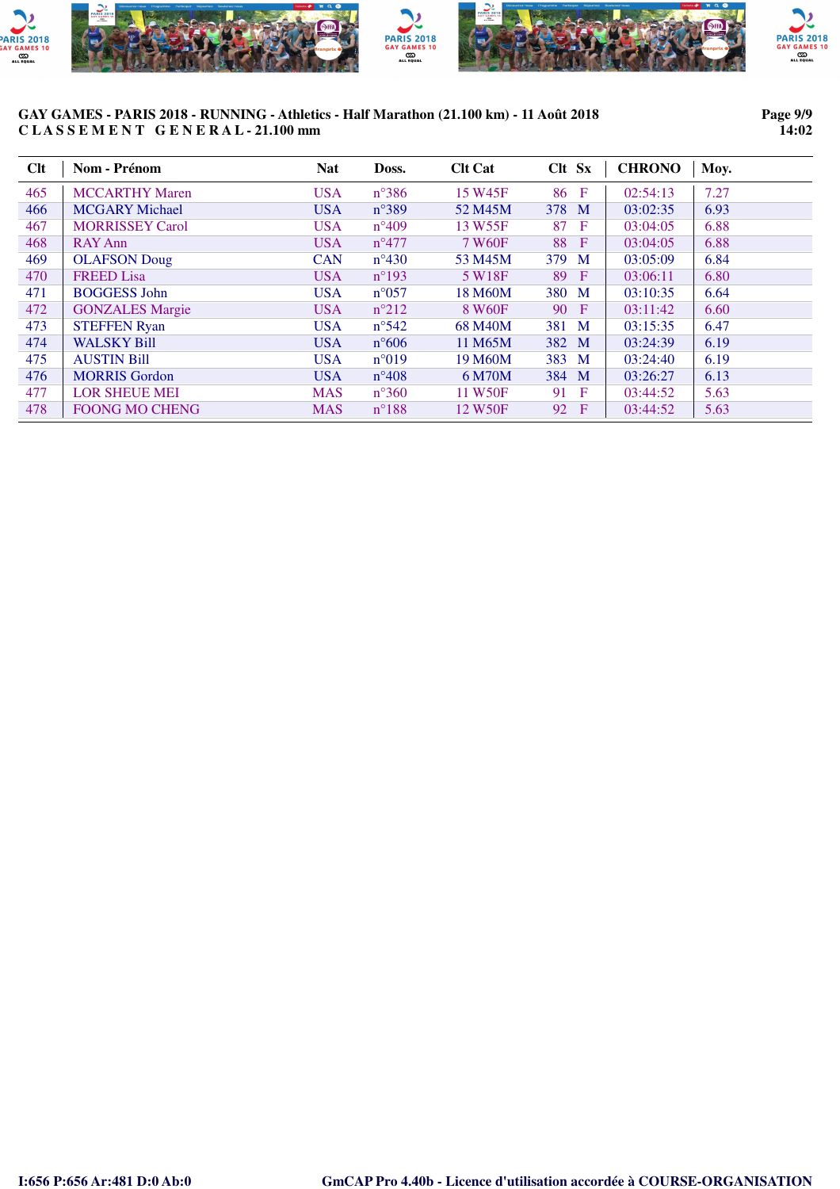**GAY GAMES - PARIS 2018 - RUNNING - Athletics - Half Marathon (21.100 km) - 11 Août 2018**
**C L A S S E M E N T  G E N E R A L - 21.100 mm**

**14:02**

| Clt | Nom - Prénom | Nat | Doss. | Clt Cat | Clt | Sx | CHRONO | Moy. |
|---|---|---|---|---|---|---|---|---|
| 465 | MCCARTHY Maren | USA | n°386 | 15 W45F | 86 | F | 02:54:13 | 7.27 |
| 466 | MCGARY Michael | USA | n°389 | 52 M45M | 378 | M | 03:02:35 | 6.93 |
| 467 | MORRISSEY Carol | USA | n°409 | 13 W55F | 87 | F | 03:04:05 | 6.88 |
| 468 | RAY Ann | USA | n°477 | 7 W60F | 88 | F | 03:04:05 | 6.88 |
| 469 | OLAFSON Doug | CAN | n°430 | 53 M45M | 379 | M | 03:05:09 | 6.84 |
| 470 | FREED Lisa | USA | n°193 | 5 W18F | 89 | F | 03:06:11 | 6.80 |
| 471 | BOGGESS John | USA | n°057 | 18 M60M | 380 | M | 03:10:35 | 6.64 |
| 472 | GONZALES Margie | USA | n°212 | 8 W60F | 90 | F | 03:11:42 | 6.60 |
| 473 | STEFFEN Ryan | USA | n°542 | 68 M40M | 381 | M | 03:15:35 | 6.47 |
| 474 | WALSKY Bill | USA | n°606 | 11 M65M | 382 | M | 03:24:39 | 6.19 |
| 475 | AUSTIN Bill | USA | n°019 | 19 M60M | 383 | M | 03:24:40 | 6.19 |
| 476 | MORRIS Gordon | USA | n°408 | 6 M70M | 384 | M | 03:26:27 | 6.13 |
| 477 | LOR SHEUE MEI | MAS | n°360 | 11 W50F | 91 | F | 03:44:52 | 5.63 |
| 478 | FOONG MO CHENG | MAS | n°188 | 12 W50F | 92 | F | 03:44:52 | 5.63 |

I:656 P:656 Ar:481 D:0 Ab:0

GmCAP Pro 4.40b - Licence d'utilisation accordée à COURSE-ORGANISATION